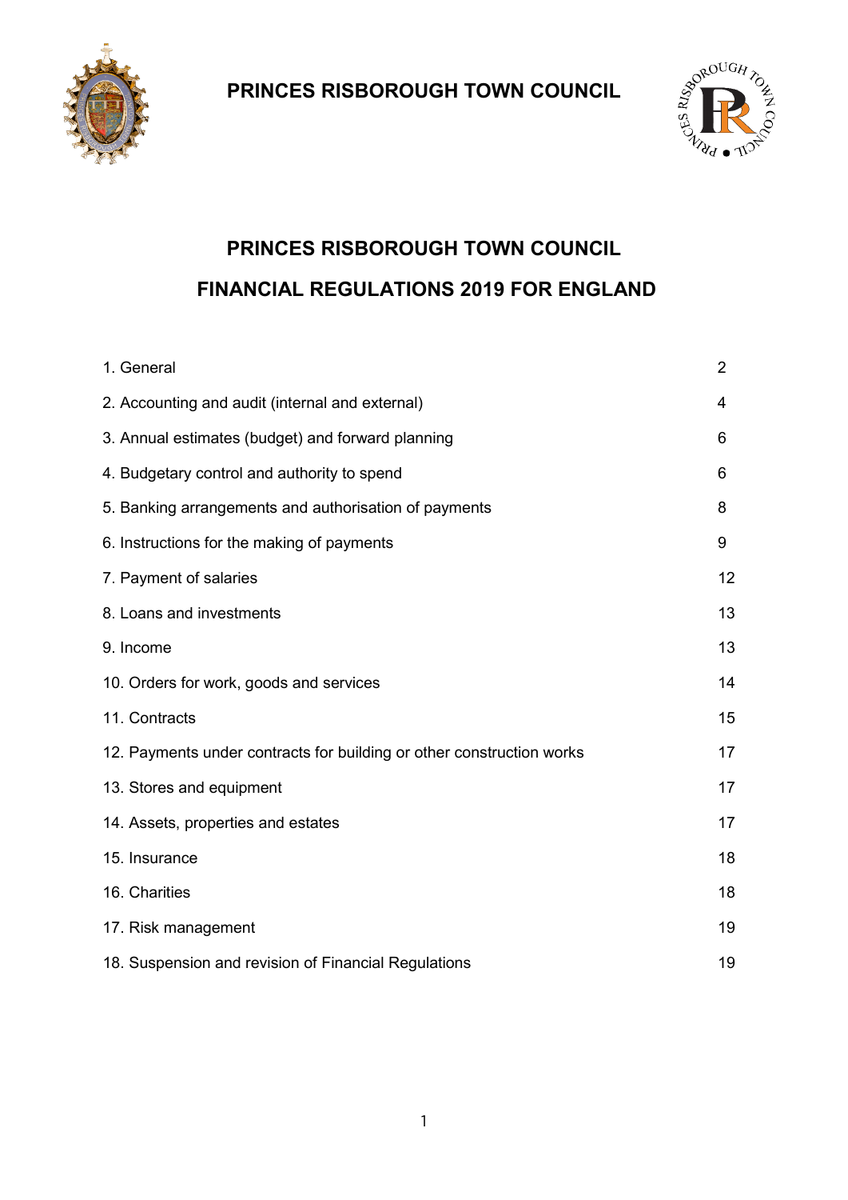**PRINCES RISBOROUGH TOWN COUNCIL**

# PRINCES RISBOROUGH TOWN COUNCIL

# FINANCIAL REGULATIONS 2019 FOR ENGLAND

| | |
|---|---|
| 1. General | 2 |
| 2. Accounting and audit (internal and external) | 4 |
| 3. Annual estimates (budget) and forward planning | 6 |
| 4. Budgetary control and authority to spend | 6 |
| 5. Banking arrangements and authorisation of payments | 8 |
| 6. Instructions for the making of payments | 9 |
| 7. Payment of salaries | 12 |
| 8. Loans and investments | 13 |
| 9. Income | 13 |
| 10. Orders for work, goods and services | 14 |
| 11. Contracts | 15 |
| 12. Payments under contracts for building or other construction works | 17 |
| 13. Stores and equipment | 17 |
| 14. Assets, properties and estates | 17 |
| 15. Insurance | 18 |
| 16. Charities | 18 |
| 17. Risk management | 19 |
| 18. Suspension and revision of Financial Regulations | 19 |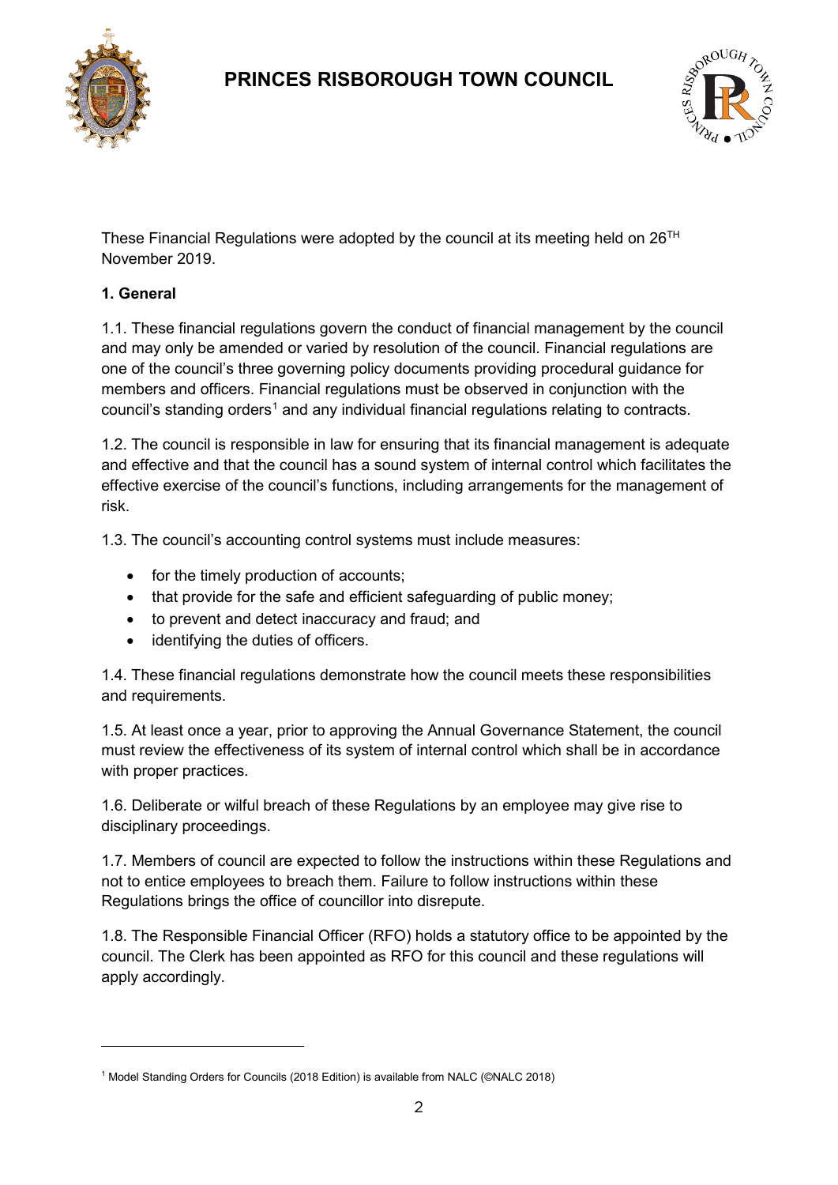# PRINCES RISBOROUGH TOWN COUNCIL

These Financial Regulations were adopted by the council at its meeting held on 26TH November 2019.

**1. General**

1.1. These financial regulations govern the conduct of financial management by the council and may only be amended or varied by resolution of the council. Financial regulations are one of the council's three governing policy documents providing procedural guidance for members and officers. Financial regulations must be observed in conjunction with the council's standing orders[1] and any individual financial regulations relating to contracts.

1.2. The council is responsible in law for ensuring that its financial management is adequate and effective and that the council has a sound system of internal control which facilitates the effective exercise of the council's functions, including arrangements for the management of risk.

1.3. The council's accounting control systems must include measures:

- for the timely production of accounts;
- that provide for the safe and efficient safeguarding of public money;
- to prevent and detect inaccuracy and fraud; and
- identifying the duties of officers.

1.4. These financial regulations demonstrate how the council meets these responsibilities and requirements.

1.5. At least once a year, prior to approving the Annual Governance Statement, the council must review the effectiveness of its system of internal control which shall be in accordance with proper practices.

1.6. Deliberate or wilful breach of these Regulations by an employee may give rise to disciplinary proceedings.

1.7. Members of council are expected to follow the instructions within these Regulations and not to entice employees to breach them. Failure to follow instructions within these Regulations brings the office of councillor into disrepute.

1.8. The Responsible Financial Officer (RFO) holds a statutory office to be appointed by the council. The Clerk has been appointed as RFO for this council and these regulations will apply accordingly.

[1] Model Standing Orders for Councils (2018 Edition) is available from NALC (©NALC 2018)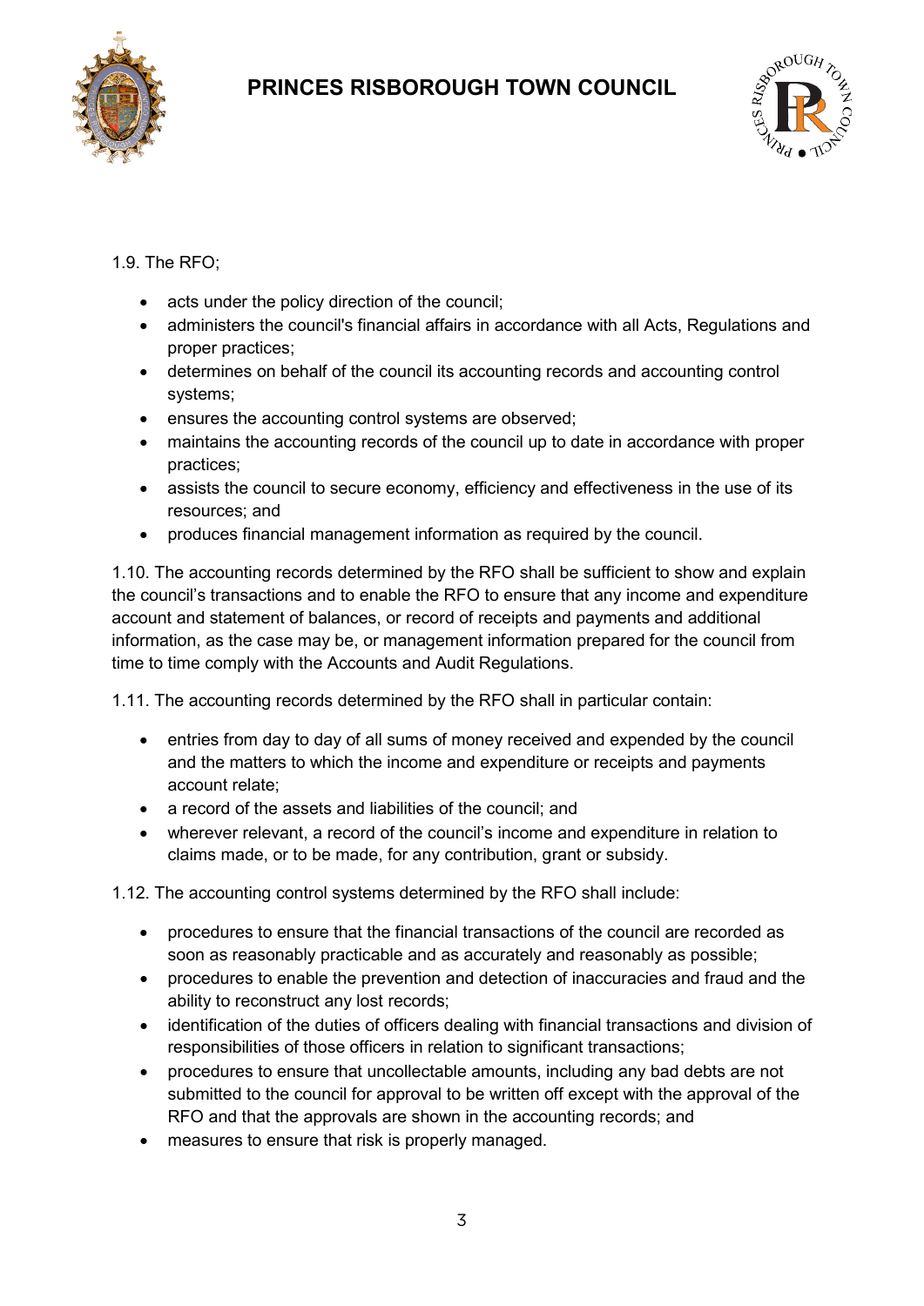1.9. The RFO;

- acts under the policy direction of the council;
- administers the council's financial affairs in accordance with all Acts, Regulations and proper practices;
- determines on behalf of the council its accounting records and accounting control systems;
- ensures the accounting control systems are observed;
- maintains the accounting records of the council up to date in accordance with proper practices;
- assists the council to secure economy, efficiency and effectiveness in the use of its resources; and
- produces financial management information as required by the council.

1.10. The accounting records determined by the RFO shall be sufficient to show and explain the council's transactions and to enable the RFO to ensure that any income and expenditure account and statement of balances, or record of receipts and payments and additional information, as the case may be, or management information prepared for the council from time to time comply with the Accounts and Audit Regulations.

1.11. The accounting records determined by the RFO shall in particular contain:

- entries from day to day of all sums of money received and expended by the council and the matters to which the income and expenditure or receipts and payments account relate;
- a record of the assets and liabilities of the council; and
- wherever relevant, a record of the council's income and expenditure in relation to claims made, or to be made, for any contribution, grant or subsidy.

1.12. The accounting control systems determined by the RFO shall include:

- procedures to ensure that the financial transactions of the council are recorded as soon as reasonably practicable and as accurately and reasonably as possible;
- procedures to enable the prevention and detection of inaccuracies and fraud and the ability to reconstruct any lost records;
- identification of the duties of officers dealing with financial transactions and division of responsibilities of those officers in relation to significant transactions;
- procedures to ensure that uncollectable amounts, including any bad debts are not submitted to the council for approval to be written off except with the approval of the RFO and that the approvals are shown in the accounting records; and
- measures to ensure that risk is properly managed.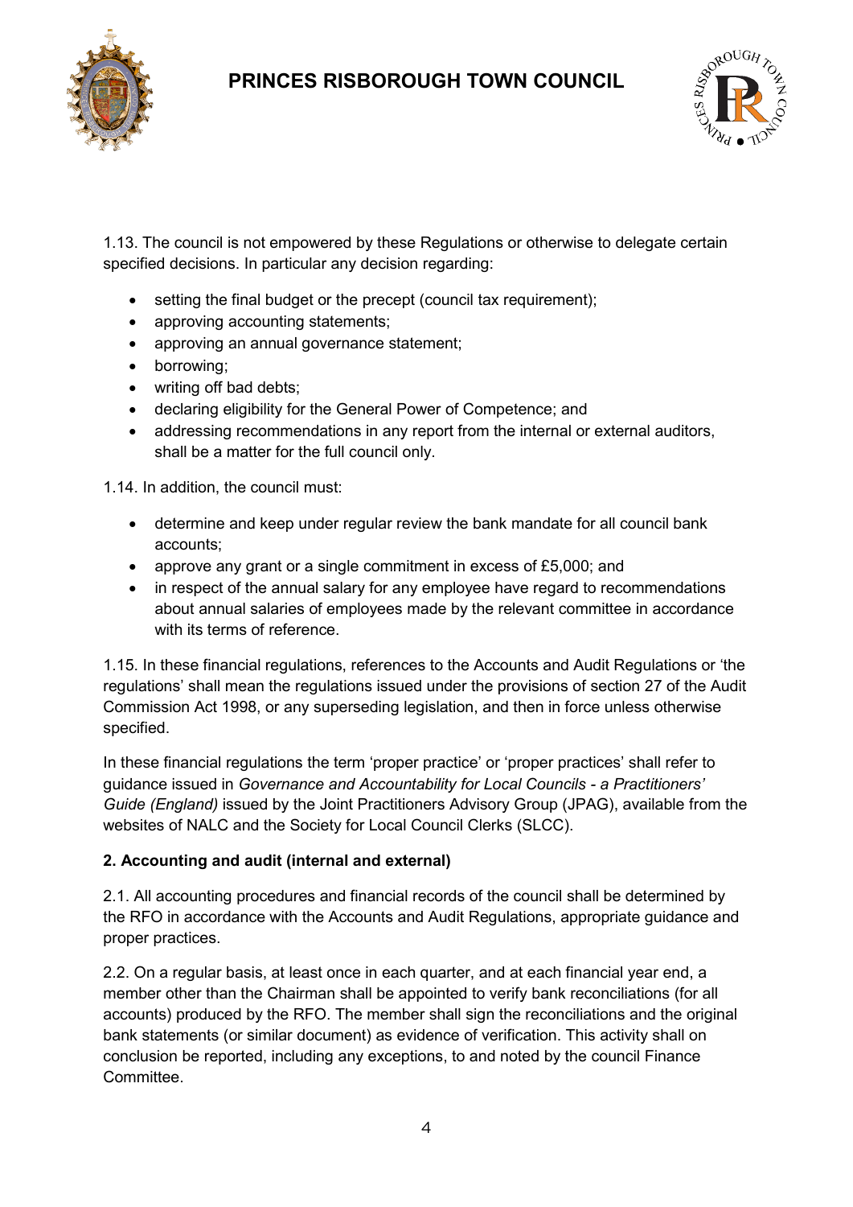1.13. The council is not empowered by these Regulations or otherwise to delegate certain specified decisions. In particular any decision regarding:

- setting the final budget or the precept (council tax requirement);
- approving accounting statements;
- approving an annual governance statement;
- borrowing;
- writing off bad debts;
- declaring eligibility for the General Power of Competence; and
- addressing recommendations in any report from the internal or external auditors, shall be a matter for the full council only.

1.14. In addition, the council must:

- determine and keep under regular review the bank mandate for all council bank accounts;
- approve any grant or a single commitment in excess of £5,000; and
- in respect of the annual salary for any employee have regard to recommendations about annual salaries of employees made by the relevant committee in accordance with its terms of reference.

1.15. In these financial regulations, references to the Accounts and Audit Regulations or 'the regulations' shall mean the regulations issued under the provisions of section 27 of the Audit Commission Act 1998, or any superseding legislation, and then in force unless otherwise specified.

In these financial regulations the term 'proper practice' or 'proper practices' shall refer to guidance issued in *Governance and Accountability for Local Councils - a Practitioners' Guide (England)* issued by the Joint Practitioners Advisory Group (JPAG), available from the websites of NALC and the Society for Local Council Clerks (SLCC).

**2. Accounting and audit (internal and external)**

2.1. All accounting procedures and financial records of the council shall be determined by the RFO in accordance with the Accounts and Audit Regulations, appropriate guidance and proper practices.

2.2. On a regular basis, at least once in each quarter, and at each financial year end, a member other than the Chairman shall be appointed to verify bank reconciliations (for all accounts) produced by the RFO. The member shall sign the reconciliations and the original bank statements (or similar document) as evidence of verification. This activity shall on conclusion be reported, including any exceptions, to and noted by the council Finance Committee.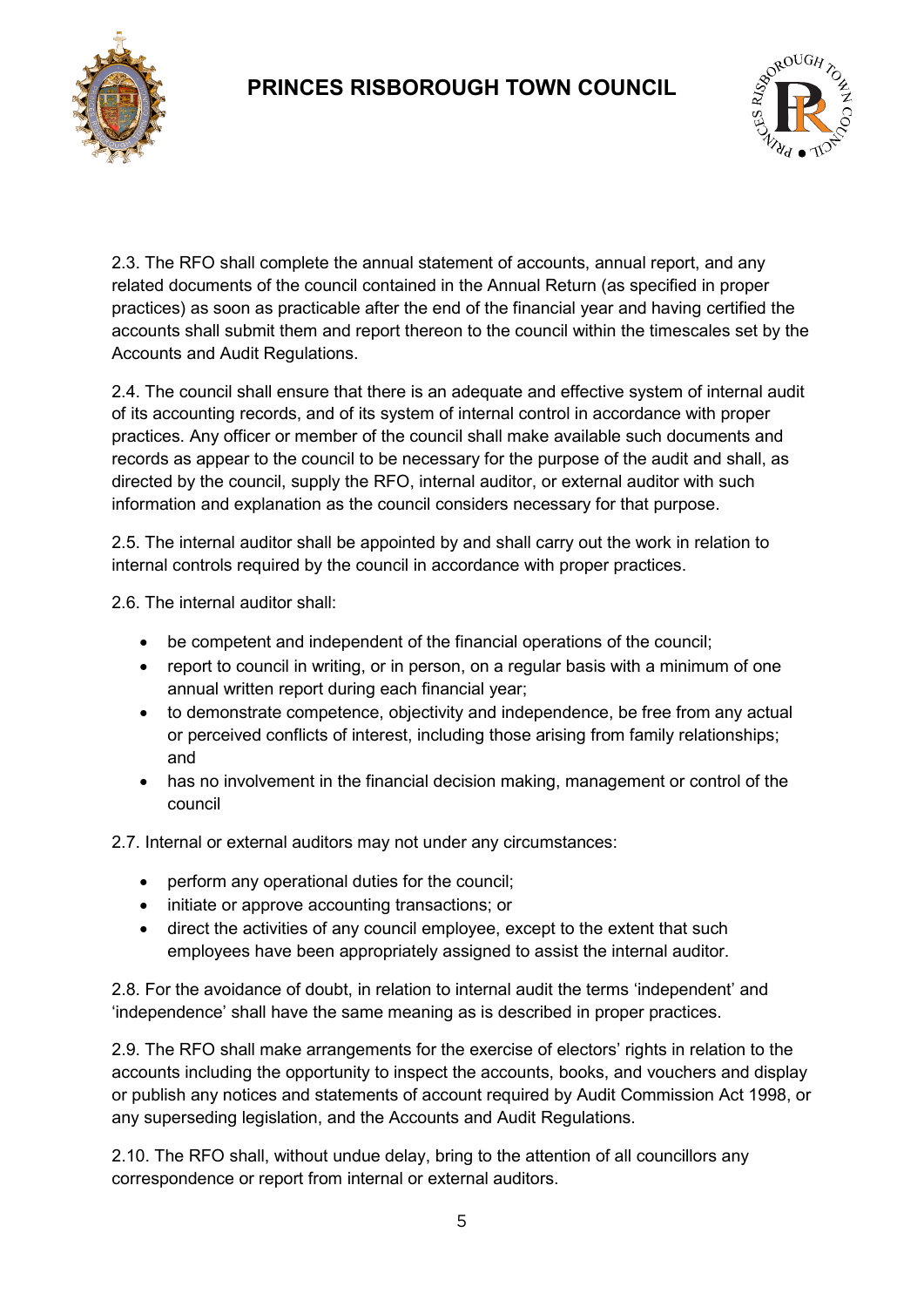2.3. The RFO shall complete the annual statement of accounts, annual report, and any related documents of the council contained in the Annual Return (as specified in proper practices) as soon as practicable after the end of the financial year and having certified the accounts shall submit them and report thereon to the council within the timescales set by the Accounts and Audit Regulations.

2.4. The council shall ensure that there is an adequate and effective system of internal audit of its accounting records, and of its system of internal control in accordance with proper practices. Any officer or member of the council shall make available such documents and records as appear to the council to be necessary for the purpose of the audit and shall, as directed by the council, supply the RFO, internal auditor, or external auditor with such information and explanation as the council considers necessary for that purpose.

2.5. The internal auditor shall be appointed by and shall carry out the work in relation to internal controls required by the council in accordance with proper practices.

2.6. The internal auditor shall:

- be competent and independent of the financial operations of the council;
- report to council in writing, or in person, on a regular basis with a minimum of one annual written report during each financial year;
- to demonstrate competence, objectivity and independence, be free from any actual or perceived conflicts of interest, including those arising from family relationships; and
- has no involvement in the financial decision making, management or control of the council

2.7. Internal or external auditors may not under any circumstances:

- perform any operational duties for the council;
- initiate or approve accounting transactions; or
- direct the activities of any council employee, except to the extent that such employees have been appropriately assigned to assist the internal auditor.

2.8. For the avoidance of doubt, in relation to internal audit the terms 'independent' and 'independence' shall have the same meaning as is described in proper practices.

2.9. The RFO shall make arrangements for the exercise of electors' rights in relation to the accounts including the opportunity to inspect the accounts, books, and vouchers and display or publish any notices and statements of account required by Audit Commission Act 1998, or any superseding legislation, and the Accounts and Audit Regulations.

2.10. The RFO shall, without undue delay, bring to the attention of all councillors any correspondence or report from internal or external auditors.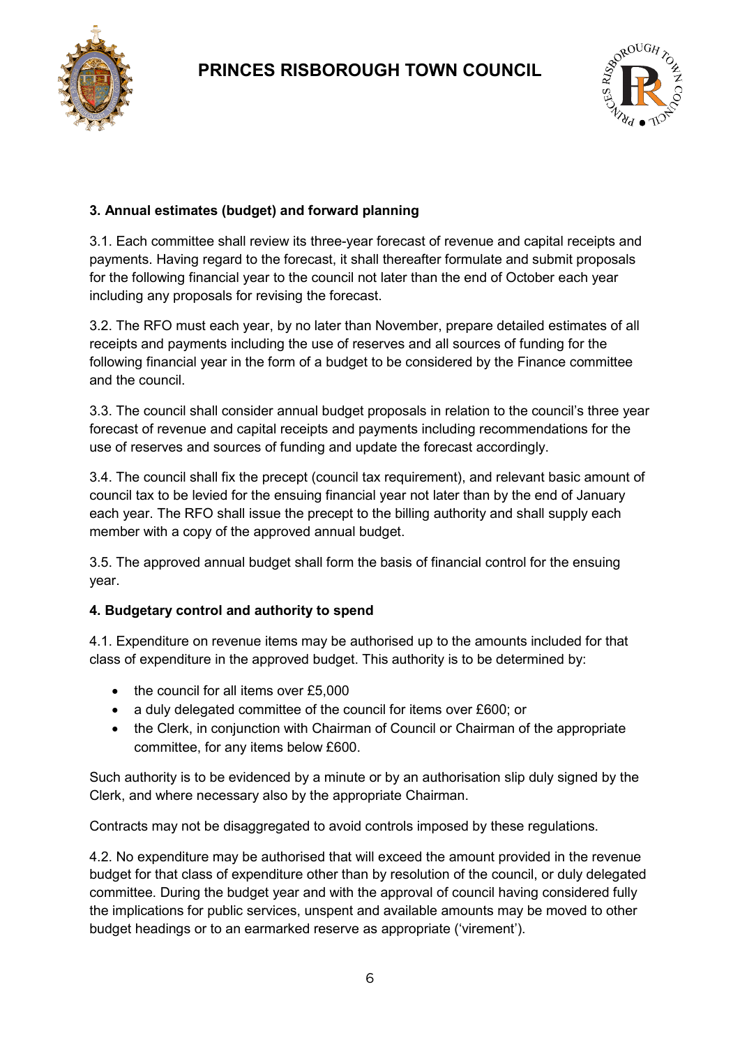### 3. Annual estimates (budget) and forward planning

3.1. Each committee shall review its three-year forecast of revenue and capital receipts and payments. Having regard to the forecast, it shall thereafter formulate and submit proposals for the following financial year to the council not later than the end of October each year including any proposals for revising the forecast.

3.2. The RFO must each year, by no later than November, prepare detailed estimates of all receipts and payments including the use of reserves and all sources of funding for the following financial year in the form of a budget to be considered by the Finance committee and the council.

3.3. The council shall consider annual budget proposals in relation to the council's three year forecast of revenue and capital receipts and payments including recommendations for the use of reserves and sources of funding and update the forecast accordingly.

3.4. The council shall fix the precept (council tax requirement), and relevant basic amount of council tax to be levied for the ensuing financial year not later than by the end of January each year. The RFO shall issue the precept to the billing authority and shall supply each member with a copy of the approved annual budget.

3.5. The approved annual budget shall form the basis of financial control for the ensuing year.

### 4. Budgetary control and authority to spend

4.1. Expenditure on revenue items may be authorised up to the amounts included for that class of expenditure in the approved budget. This authority is to be determined by:

- the council for all items over £5,000
- a duly delegated committee of the council for items over £600; or
- the Clerk, in conjunction with Chairman of Council or Chairman of the appropriate committee, for any items below £600.

Such authority is to be evidenced by a minute or by an authorisation slip duly signed by the Clerk, and where necessary also by the appropriate Chairman.

Contracts may not be disaggregated to avoid controls imposed by these regulations.

4.2. No expenditure may be authorised that will exceed the amount provided in the revenue budget for that class of expenditure other than by resolution of the council, or duly delegated committee. During the budget year and with the approval of council having considered fully the implications for public services, unspent and available amounts may be moved to other budget headings or to an earmarked reserve as appropriate ('virement').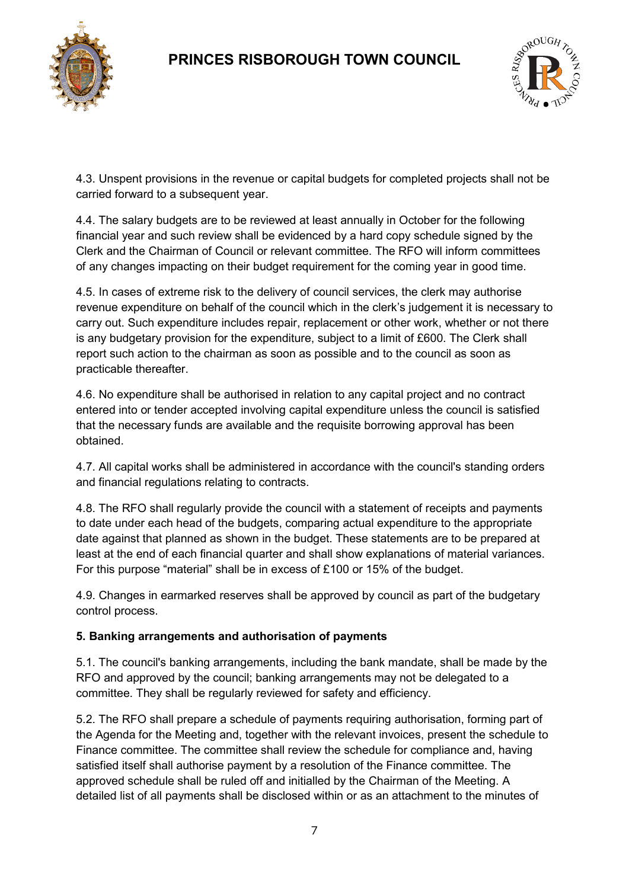4.3. Unspent provisions in the revenue or capital budgets for completed projects shall not be carried forward to a subsequent year.

4.4. The salary budgets are to be reviewed at least annually in October for the following financial year and such review shall be evidenced by a hard copy schedule signed by the Clerk and the Chairman of Council or relevant committee. The RFO will inform committees of any changes impacting on their budget requirement for the coming year in good time.

4.5. In cases of extreme risk to the delivery of council services, the clerk may authorise revenue expenditure on behalf of the council which in the clerk's judgement it is necessary to carry out. Such expenditure includes repair, replacement or other work, whether or not there is any budgetary provision for the expenditure, subject to a limit of £600. The Clerk shall report such action to the chairman as soon as possible and to the council as soon as practicable thereafter.

4.6. No expenditure shall be authorised in relation to any capital project and no contract entered into or tender accepted involving capital expenditure unless the council is satisfied that the necessary funds are available and the requisite borrowing approval has been obtained.

4.7. All capital works shall be administered in accordance with the council's standing orders and financial regulations relating to contracts.

4.8. The RFO shall regularly provide the council with a statement of receipts and payments to date under each head of the budgets, comparing actual expenditure to the appropriate date against that planned as shown in the budget. These statements are to be prepared at least at the end of each financial quarter and shall show explanations of material variances. For this purpose "material" shall be in excess of £100 or 15% of the budget.

4.9. Changes in earmarked reserves shall be approved by council as part of the budgetary control process.

**5. Banking arrangements and authorisation of payments**

5.1. The council's banking arrangements, including the bank mandate, shall be made by the RFO and approved by the council; banking arrangements may not be delegated to a committee. They shall be regularly reviewed for safety and efficiency.

5.2. The RFO shall prepare a schedule of payments requiring authorisation, forming part of the Agenda for the Meeting and, together with the relevant invoices, present the schedule to Finance committee. The committee shall review the schedule for compliance and, having satisfied itself shall authorise payment by a resolution of the Finance committee. The approved schedule shall be ruled off and initialled by the Chairman of the Meeting. A detailed list of all payments shall be disclosed within or as an attachment to the minutes of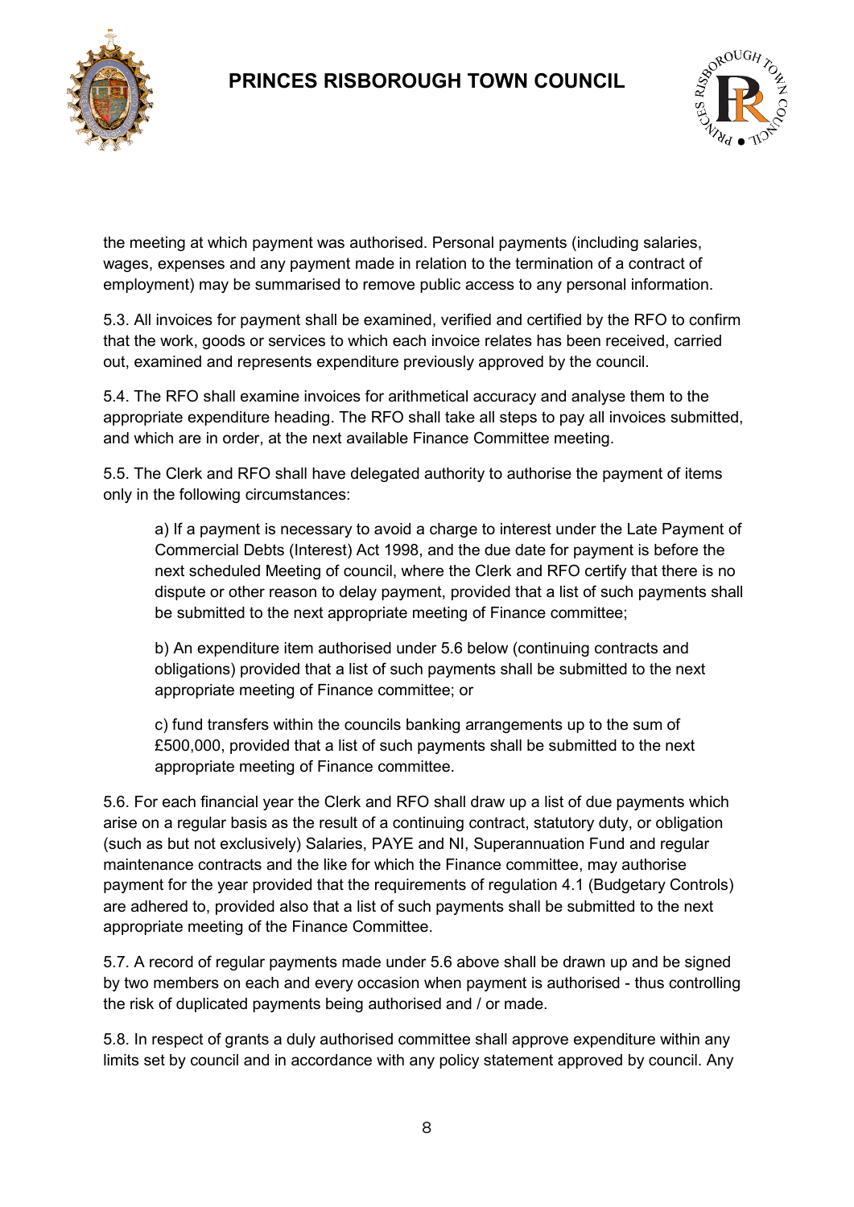the meeting at which payment was authorised. Personal payments (including salaries, wages, expenses and any payment made in relation to the termination of a contract of employment) may be summarised to remove public access to any personal information.

5.3. All invoices for payment shall be examined, verified and certified by the RFO to confirm that the work, goods or services to which each invoice relates has been received, carried out, examined and represents expenditure previously approved by the council.

5.4. The RFO shall examine invoices for arithmetical accuracy and analyse them to the appropriate expenditure heading. The RFO shall take all steps to pay all invoices submitted, and which are in order, at the next available Finance Committee meeting.

5.5. The Clerk and RFO shall have delegated authority to authorise the payment of items only in the following circumstances:

> a) If a payment is necessary to avoid a charge to interest under the Late Payment of Commercial Debts (Interest) Act 1998, and the due date for payment is before the next scheduled Meeting of council, where the Clerk and RFO certify that there is no dispute or other reason to delay payment, provided that a list of such payments shall be submitted to the next appropriate meeting of Finance committee;
>
> b) An expenditure item authorised under 5.6 below (continuing contracts and obligations) provided that a list of such payments shall be submitted to the next appropriate meeting of Finance committee; or
>
> c) fund transfers within the councils banking arrangements up to the sum of £500,000, provided that a list of such payments shall be submitted to the next appropriate meeting of Finance committee.

5.6. For each financial year the Clerk and RFO shall draw up a list of due payments which arise on a regular basis as the result of a continuing contract, statutory duty, or obligation (such as but not exclusively) Salaries, PAYE and NI, Superannuation Fund and regular maintenance contracts and the like for which the Finance committee, may authorise payment for the year provided that the requirements of regulation 4.1 (Budgetary Controls) are adhered to, provided also that a list of such payments shall be submitted to the next appropriate meeting of the Finance Committee.

5.7. A record of regular payments made under 5.6 above shall be drawn up and be signed by two members on each and every occasion when payment is authorised - thus controlling the risk of duplicated payments being authorised and / or made.

5.8. In respect of grants a duly authorised committee shall approve expenditure within any limits set by council and in accordance with any policy statement approved by council. Any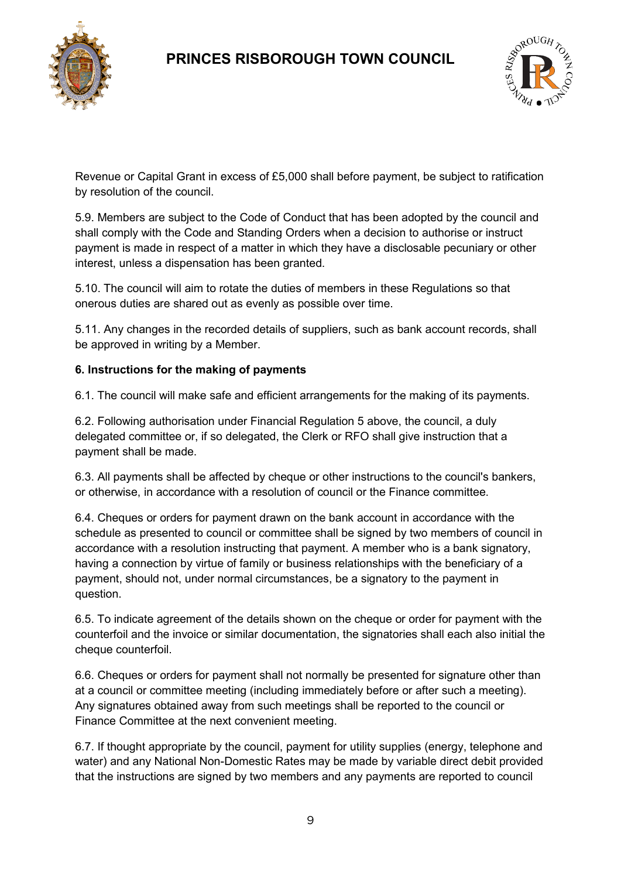Revenue or Capital Grant in excess of £5,000 shall before payment, be subject to ratification by resolution of the council.

5.9. Members are subject to the Code of Conduct that has been adopted by the council and shall comply with the Code and Standing Orders when a decision to authorise or instruct payment is made in respect of a matter in which they have a disclosable pecuniary or other interest, unless a dispensation has been granted.

5.10. The council will aim to rotate the duties of members in these Regulations so that onerous duties are shared out as evenly as possible over time.

5.11. Any changes in the recorded details of suppliers, such as bank account records, shall be approved in writing by a Member.

**6. Instructions for the making of payments**

6.1. The council will make safe and efficient arrangements for the making of its payments.

6.2. Following authorisation under Financial Regulation 5 above, the council, a duly delegated committee or, if so delegated, the Clerk or RFO shall give instruction that a payment shall be made.

6.3. All payments shall be affected by cheque or other instructions to the council's bankers, or otherwise, in accordance with a resolution of council or the Finance committee.

6.4. Cheques or orders for payment drawn on the bank account in accordance with the schedule as presented to council or committee shall be signed by two members of council in accordance with a resolution instructing that payment. A member who is a bank signatory, having a connection by virtue of family or business relationships with the beneficiary of a payment, should not, under normal circumstances, be a signatory to the payment in question.

6.5. To indicate agreement of the details shown on the cheque or order for payment with the counterfoil and the invoice or similar documentation, the signatories shall each also initial the cheque counterfoil.

6.6. Cheques or orders for payment shall not normally be presented for signature other than at a council or committee meeting (including immediately before or after such a meeting). Any signatures obtained away from such meetings shall be reported to the council or Finance Committee at the next convenient meeting.

6.7. If thought appropriate by the council, payment for utility supplies (energy, telephone and water) and any National Non-Domestic Rates may be made by variable direct debit provided that the instructions are signed by two members and any payments are reported to council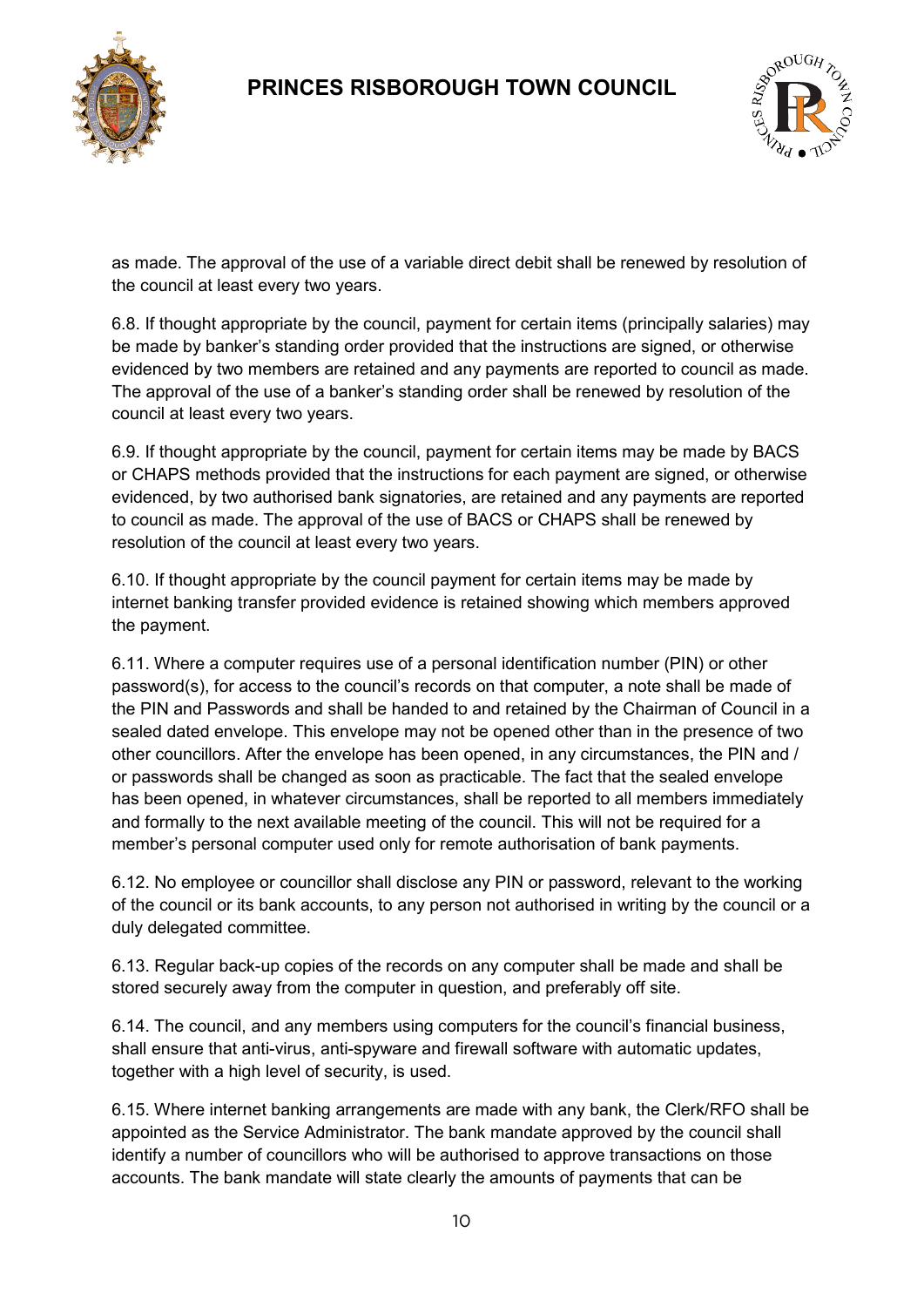as made. The approval of the use of a variable direct debit shall be renewed by resolution of the council at least every two years.

6.8. If thought appropriate by the council, payment for certain items (principally salaries) may be made by banker's standing order provided that the instructions are signed, or otherwise evidenced by two members are retained and any payments are reported to council as made. The approval of the use of a banker's standing order shall be renewed by resolution of the council at least every two years.

6.9. If thought appropriate by the council, payment for certain items may be made by BACS or CHAPS methods provided that the instructions for each payment are signed, or otherwise evidenced, by two authorised bank signatories, are retained and any payments are reported to council as made. The approval of the use of BACS or CHAPS shall be renewed by resolution of the council at least every two years.

6.10. If thought appropriate by the council payment for certain items may be made by internet banking transfer provided evidence is retained showing which members approved the payment.

6.11. Where a computer requires use of a personal identification number (PIN) or other password(s), for access to the council's records on that computer, a note shall be made of the PIN and Passwords and shall be handed to and retained by the Chairman of Council in a sealed dated envelope. This envelope may not be opened other than in the presence of two other councillors. After the envelope has been opened, in any circumstances, the PIN and / or passwords shall be changed as soon as practicable. The fact that the sealed envelope has been opened, in whatever circumstances, shall be reported to all members immediately and formally to the next available meeting of the council. This will not be required for a member's personal computer used only for remote authorisation of bank payments.

6.12. No employee or councillor shall disclose any PIN or password, relevant to the working of the council or its bank accounts, to any person not authorised in writing by the council or a duly delegated committee.

6.13. Regular back-up copies of the records on any computer shall be made and shall be stored securely away from the computer in question, and preferably off site.

6.14. The council, and any members using computers for the council's financial business, shall ensure that anti-virus, anti-spyware and firewall software with automatic updates, together with a high level of security, is used.

6.15. Where internet banking arrangements are made with any bank, the Clerk/RFO shall be appointed as the Service Administrator. The bank mandate approved by the council shall identify a number of councillors who will be authorised to approve transactions on those accounts. The bank mandate will state clearly the amounts of payments that can be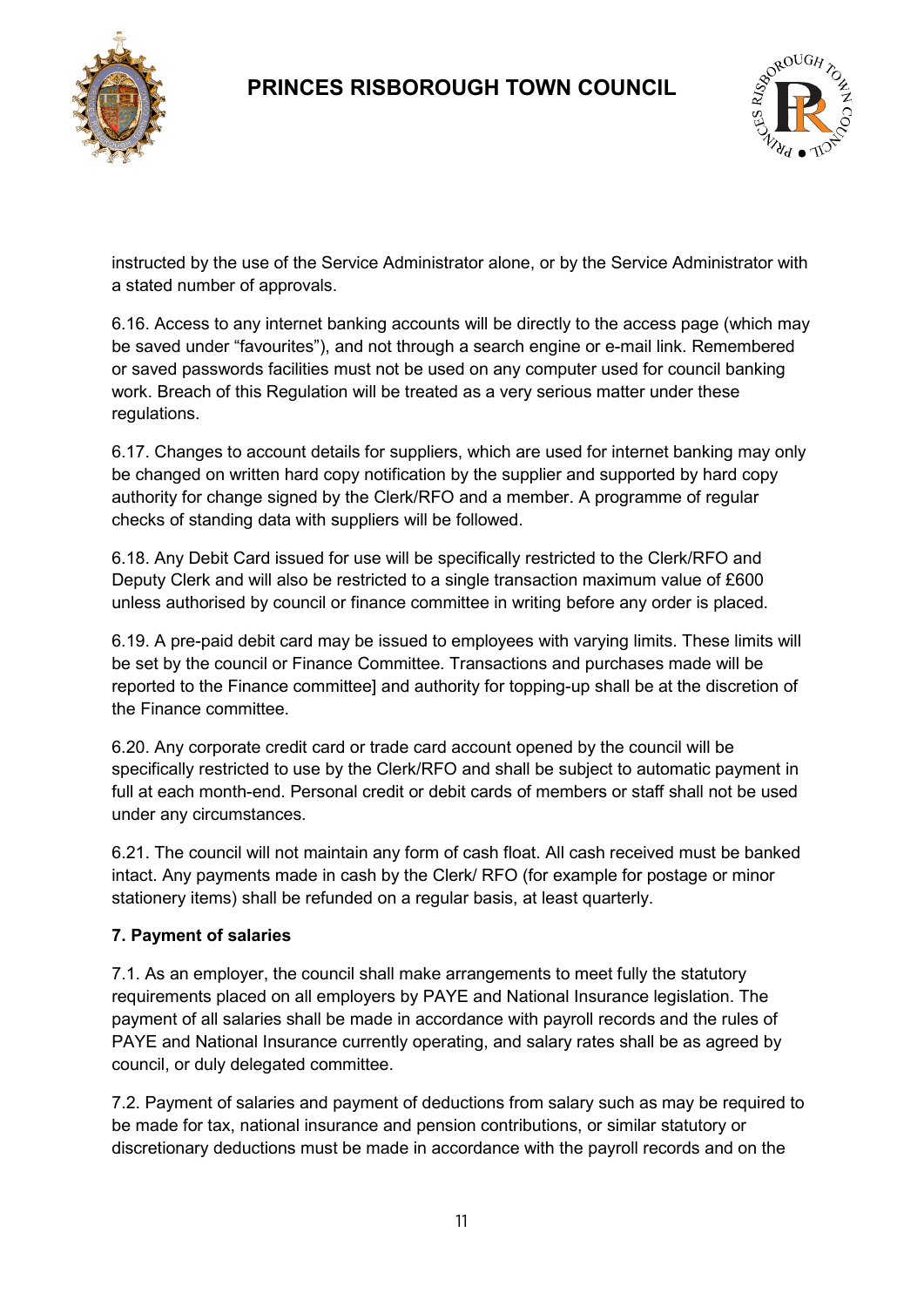instructed by the use of the Service Administrator alone, or by the Service Administrator with a stated number of approvals.

6.16. Access to any internet banking accounts will be directly to the access page (which may be saved under "favourites"), and not through a search engine or e-mail link. Remembered or saved passwords facilities must not be used on any computer used for council banking work. Breach of this Regulation will be treated as a very serious matter under these regulations.

6.17. Changes to account details for suppliers, which are used for internet banking may only be changed on written hard copy notification by the supplier and supported by hard copy authority for change signed by the Clerk/RFO and a member. A programme of regular checks of standing data with suppliers will be followed.

6.18. Any Debit Card issued for use will be specifically restricted to the Clerk/RFO and Deputy Clerk and will also be restricted to a single transaction maximum value of £600 unless authorised by council or finance committee in writing before any order is placed.

6.19. A pre-paid debit card may be issued to employees with varying limits. These limits will be set by the council or Finance Committee. Transactions and purchases made will be reported to the Finance committee] and authority for topping-up shall be at the discretion of the Finance committee.

6.20. Any corporate credit card or trade card account opened by the council will be specifically restricted to use by the Clerk/RFO and shall be subject to automatic payment in full at each month-end. Personal credit or debit cards of members or staff shall not be used under any circumstances.

6.21. The council will not maintain any form of cash float. All cash received must be banked intact. Any payments made in cash by the Clerk/ RFO (for example for postage or minor stationery items) shall be refunded on a regular basis, at least quarterly.

**7. Payment of salaries**

7.1. As an employer, the council shall make arrangements to meet fully the statutory requirements placed on all employers by PAYE and National Insurance legislation. The payment of all salaries shall be made in accordance with payroll records and the rules of PAYE and National Insurance currently operating, and salary rates shall be as agreed by council, or duly delegated committee.

7.2. Payment of salaries and payment of deductions from salary such as may be required to be made for tax, national insurance and pension contributions, or similar statutory or discretionary deductions must be made in accordance with the payroll records and on the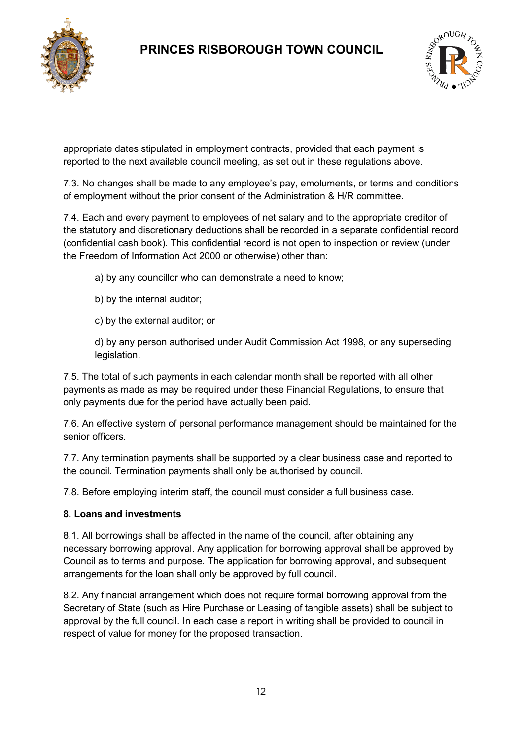appropriate dates stipulated in employment contracts, provided that each payment is reported to the next available council meeting, as set out in these regulations above.

7.3. No changes shall be made to any employee's pay, emoluments, or terms and conditions of employment without the prior consent of the Administration & H/R committee.

7.4. Each and every payment to employees of net salary and to the appropriate creditor of the statutory and discretionary deductions shall be recorded in a separate confidential record (confidential cash book). This confidential record is not open to inspection or review (under the Freedom of Information Act 2000 or otherwise) other than:

a) by any councillor who can demonstrate a need to know;

b) by the internal auditor;

c) by the external auditor; or

d) by any person authorised under Audit Commission Act 1998, or any superseding legislation.

7.5. The total of such payments in each calendar month shall be reported with all other payments as made as may be required under these Financial Regulations, to ensure that only payments due for the period have actually been paid.

7.6. An effective system of personal performance management should be maintained for the senior officers.

7.7. Any termination payments shall be supported by a clear business case and reported to the council. Termination payments shall only be authorised by council.

7.8. Before employing interim staff, the council must consider a full business case.

**8. Loans and investments**

8.1. All borrowings shall be affected in the name of the council, after obtaining any necessary borrowing approval. Any application for borrowing approval shall be approved by Council as to terms and purpose. The application for borrowing approval, and subsequent arrangements for the loan shall only be approved by full council.

8.2. Any financial arrangement which does not require formal borrowing approval from the Secretary of State (such as Hire Purchase or Leasing of tangible assets) shall be subject to approval by the full council. In each case a report in writing shall be provided to council in respect of value for money for the proposed transaction.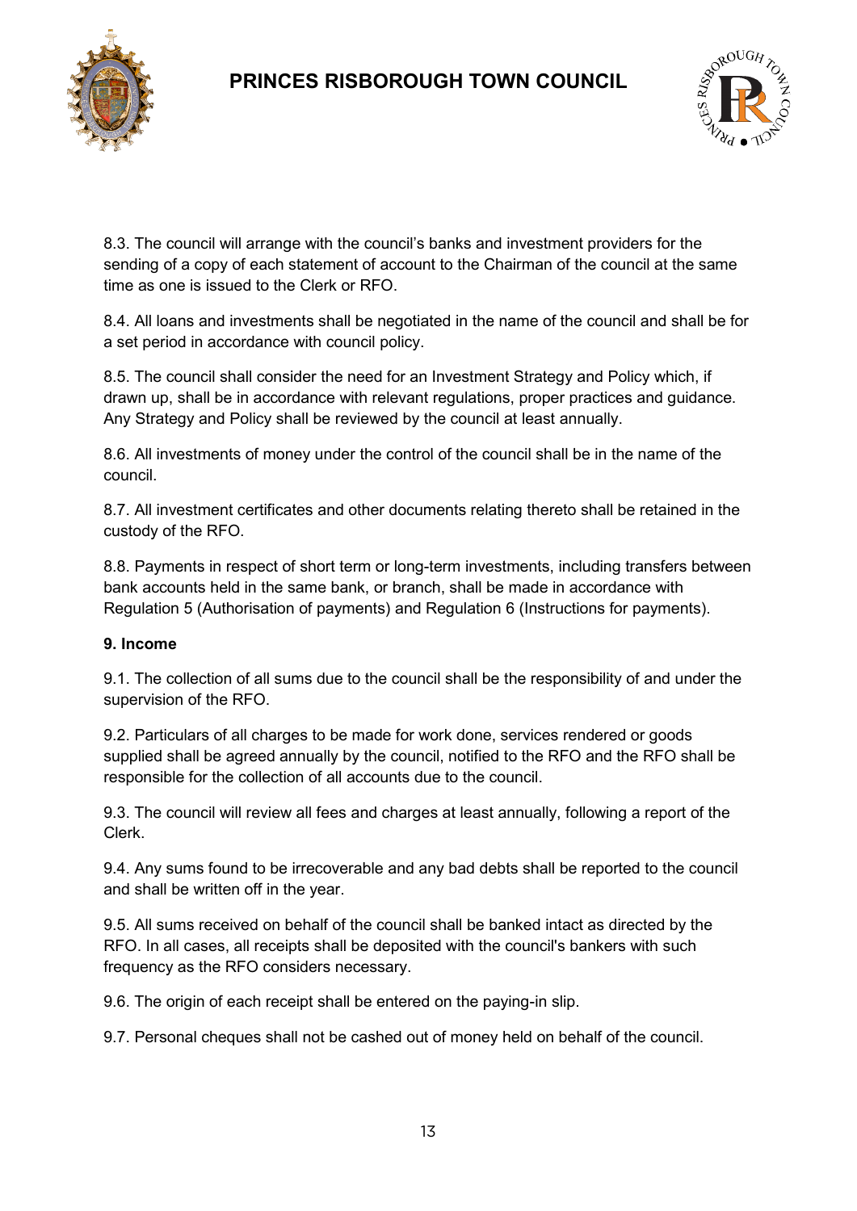8.3. The council will arrange with the council's banks and investment providers for the sending of a copy of each statement of account to the Chairman of the council at the same time as one is issued to the Clerk or RFO.

8.4. All loans and investments shall be negotiated in the name of the council and shall be for a set period in accordance with council policy.

8.5. The council shall consider the need for an Investment Strategy and Policy which, if drawn up, shall be in accordance with relevant regulations, proper practices and guidance. Any Strategy and Policy shall be reviewed by the council at least annually.

8.6. All investments of money under the control of the council shall be in the name of the council.

8.7. All investment certificates and other documents relating thereto shall be retained in the custody of the RFO.

8.8. Payments in respect of short term or long-term investments, including transfers between bank accounts held in the same bank, or branch, shall be made in accordance with Regulation 5 (Authorisation of payments) and Regulation 6 (Instructions for payments).

**9. Income**

9.1. The collection of all sums due to the council shall be the responsibility of and under the supervision of the RFO.

9.2. Particulars of all charges to be made for work done, services rendered or goods supplied shall be agreed annually by the council, notified to the RFO and the RFO shall be responsible for the collection of all accounts due to the council.

9.3. The council will review all fees and charges at least annually, following a report of the Clerk.

9.4. Any sums found to be irrecoverable and any bad debts shall be reported to the council and shall be written off in the year.

9.5. All sums received on behalf of the council shall be banked intact as directed by the RFO. In all cases, all receipts shall be deposited with the council's bankers with such frequency as the RFO considers necessary.

9.6. The origin of each receipt shall be entered on the paying-in slip.

9.7. Personal cheques shall not be cashed out of money held on behalf of the council.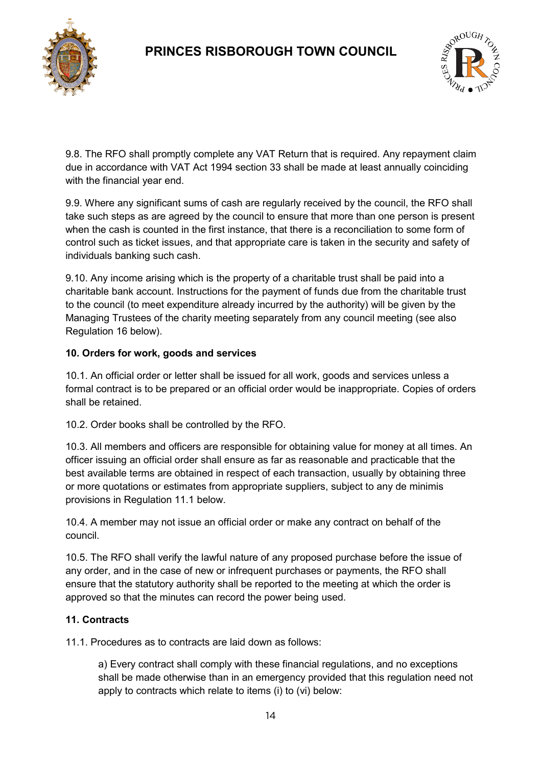9.8. The RFO shall promptly complete any VAT Return that is required. Any repayment claim due in accordance with VAT Act 1994 section 33 shall be made at least annually coinciding with the financial year end.

9.9. Where any significant sums of cash are regularly received by the council, the RFO shall take such steps as are agreed by the council to ensure that more than one person is present when the cash is counted in the first instance, that there is a reconciliation to some form of control such as ticket issues, and that appropriate care is taken in the security and safety of individuals banking such cash.

9.10. Any income arising which is the property of a charitable trust shall be paid into a charitable bank account. Instructions for the payment of funds due from the charitable trust to the council (to meet expenditure already incurred by the authority) will be given by the Managing Trustees of the charity meeting separately from any council meeting (see also Regulation 16 below).

**10. Orders for work, goods and services**

10.1. An official order or letter shall be issued for all work, goods and services unless a formal contract is to be prepared or an official order would be inappropriate. Copies of orders shall be retained.

10.2. Order books shall be controlled by the RFO.

10.3. All members and officers are responsible for obtaining value for money at all times. An officer issuing an official order shall ensure as far as reasonable and practicable that the best available terms are obtained in respect of each transaction, usually by obtaining three or more quotations or estimates from appropriate suppliers, subject to any de minimis provisions in Regulation 11.1 below.

10.4. A member may not issue an official order or make any contract on behalf of the council.

10.5. The RFO shall verify the lawful nature of any proposed purchase before the issue of any order, and in the case of new or infrequent purchases or payments, the RFO shall ensure that the statutory authority shall be reported to the meeting at which the order is approved so that the minutes can record the power being used.

**11. Contracts**

11.1. Procedures as to contracts are laid down as follows:

> a) Every contract shall comply with these financial regulations, and no exceptions shall be made otherwise than in an emergency provided that this regulation need not apply to contracts which relate to items (i) to (vi) below: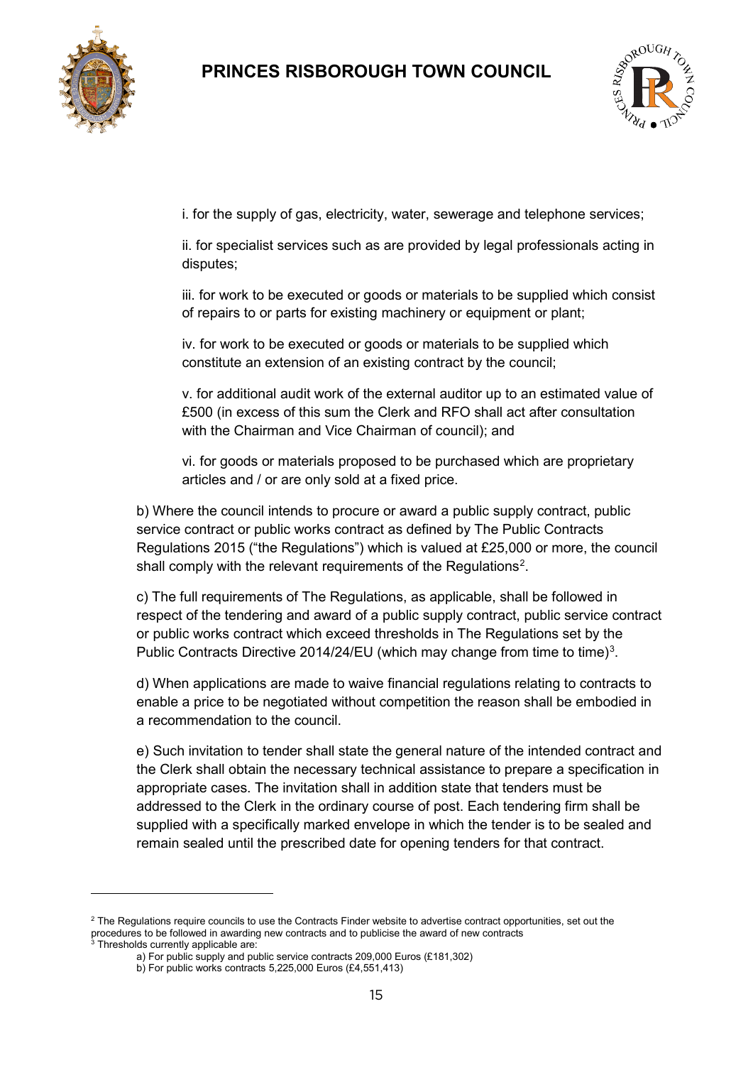i. for the supply of gas, electricity, water, sewerage and telephone services;

ii. for specialist services such as are provided by legal professionals acting in disputes;

iii. for work to be executed or goods or materials to be supplied which consist of repairs to or parts for existing machinery or equipment or plant;

iv. for work to be executed or goods or materials to be supplied which constitute an extension of an existing contract by the council;

v. for additional audit work of the external auditor up to an estimated value of £500 (in excess of this sum the Clerk and RFO shall act after consultation with the Chairman and Vice Chairman of council); and

vi. for goods or materials proposed to be purchased which are proprietary articles and / or are only sold at a fixed price.

b) Where the council intends to procure or award a public supply contract, public service contract or public works contract as defined by The Public Contracts Regulations 2015 ("the Regulations") which is valued at £25,000 or more, the council shall comply with the relevant requirements of the Regulations[2].

c) The full requirements of The Regulations, as applicable, shall be followed in respect of the tendering and award of a public supply contract, public service contract or public works contract which exceed thresholds in The Regulations set by the Public Contracts Directive 2014/24/EU (which may change from time to time)[3].

d) When applications are made to waive financial regulations relating to contracts to enable a price to be negotiated without competition the reason shall be embodied in a recommendation to the council.

e) Such invitation to tender shall state the general nature of the intended contract and the Clerk shall obtain the necessary technical assistance to prepare a specification in appropriate cases. The invitation shall in addition state that tenders must be addressed to the Clerk in the ordinary course of post. Each tendering firm shall be supplied with a specifically marked envelope in which the tender is to be sealed and remain sealed until the prescribed date for opening tenders for that contract.

---

[2] The Regulations require councils to use the Contracts Finder website to advertise contract opportunities, set out the procedures to be followed in awarding new contracts and to publicise the award of new contracts

[3] Thresholds currently applicable are:

a) For public supply and public service contracts 209,000 Euros (£181,302)

b) For public works contracts 5,225,000 Euros (£4,551,413)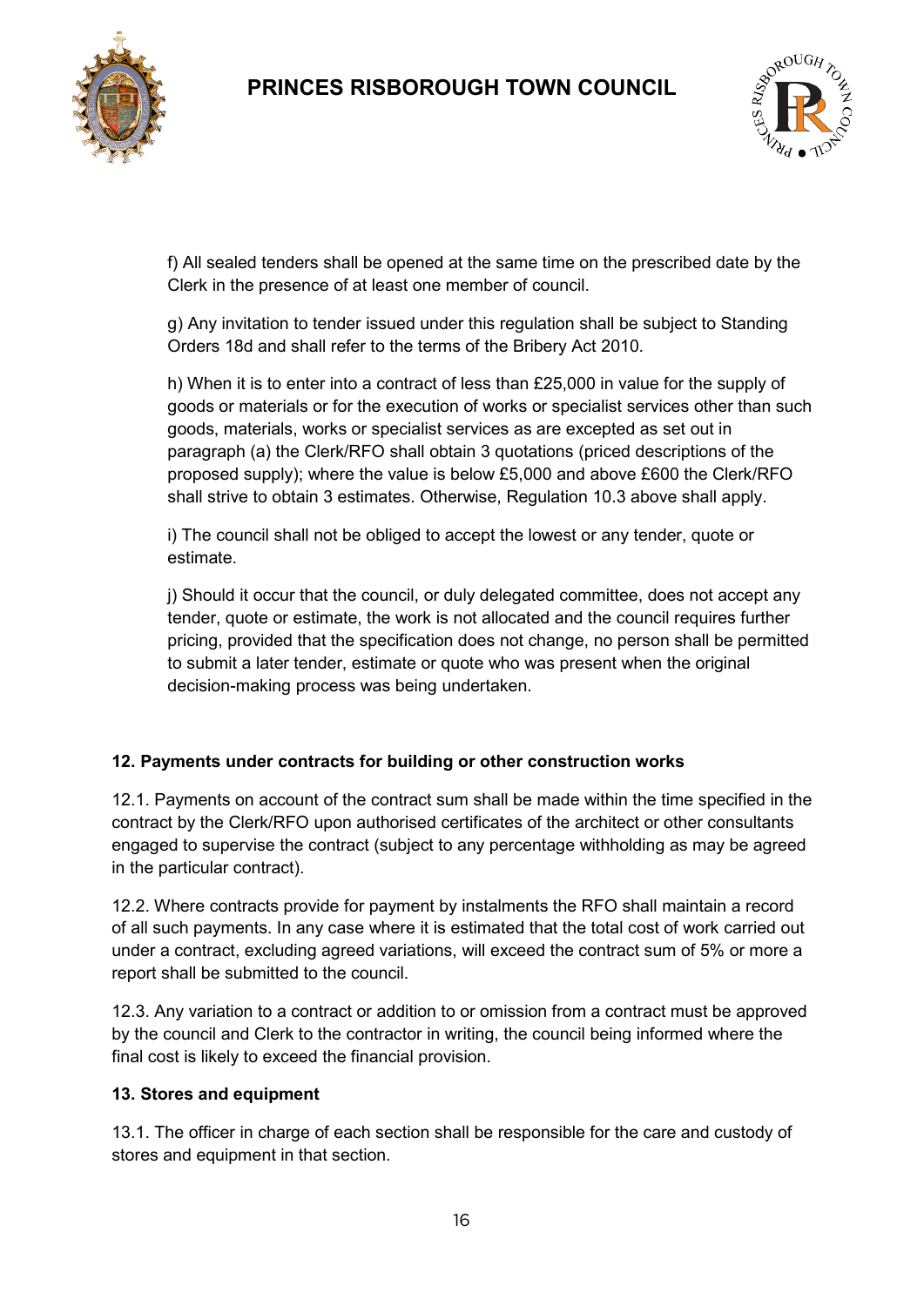f) All sealed tenders shall be opened at the same time on the prescribed date by the Clerk in the presence of at least one member of council.

g) Any invitation to tender issued under this regulation shall be subject to Standing Orders 18d and shall refer to the terms of the Bribery Act 2010.

h) When it is to enter into a contract of less than £25,000 in value for the supply of goods or materials or for the execution of works or specialist services other than such goods, materials, works or specialist services as are excepted as set out in paragraph (a) the Clerk/RFO shall obtain 3 quotations (priced descriptions of the proposed supply); where the value is below £5,000 and above £600 the Clerk/RFO shall strive to obtain 3 estimates. Otherwise, Regulation 10.3 above shall apply.

i) The council shall not be obliged to accept the lowest or any tender, quote or estimate.

j) Should it occur that the council, or duly delegated committee, does not accept any tender, quote or estimate, the work is not allocated and the council requires further pricing, provided that the specification does not change, no person shall be permitted to submit a later tender, estimate or quote who was present when the original decision-making process was being undertaken.

**12. Payments under contracts for building or other construction works**

12.1. Payments on account of the contract sum shall be made within the time specified in the contract by the Clerk/RFO upon authorised certificates of the architect or other consultants engaged to supervise the contract (subject to any percentage withholding as may be agreed in the particular contract).

12.2. Where contracts provide for payment by instalments the RFO shall maintain a record of all such payments. In any case where it is estimated that the total cost of work carried out under a contract, excluding agreed variations, will exceed the contract sum of 5% or more a report shall be submitted to the council.

12.3. Any variation to a contract or addition to or omission from a contract must be approved by the council and Clerk to the contractor in writing, the council being informed where the final cost is likely to exceed the financial provision.

**13. Stores and equipment**

13.1. The officer in charge of each section shall be responsible for the care and custody of stores and equipment in that section.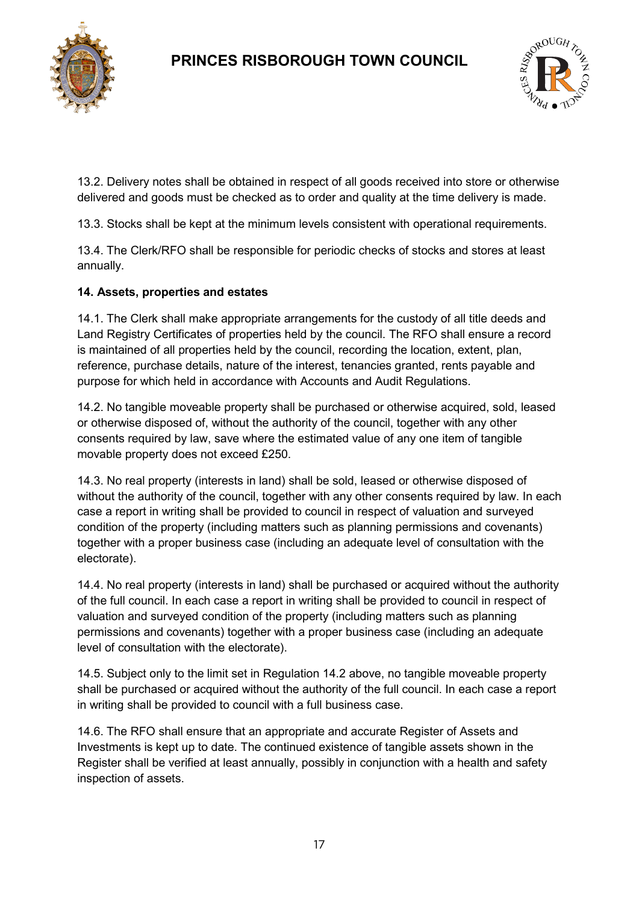13.2. Delivery notes shall be obtained in respect of all goods received into store or otherwise delivered and goods must be checked as to order and quality at the time delivery is made.

13.3. Stocks shall be kept at the minimum levels consistent with operational requirements.

13.4. The Clerk/RFO shall be responsible for periodic checks of stocks and stores at least annually.

**14. Assets, properties and estates**

14.1. The Clerk shall make appropriate arrangements for the custody of all title deeds and Land Registry Certificates of properties held by the council. The RFO shall ensure a record is maintained of all properties held by the council, recording the location, extent, plan, reference, purchase details, nature of the interest, tenancies granted, rents payable and purpose for which held in accordance with Accounts and Audit Regulations.

14.2. No tangible moveable property shall be purchased or otherwise acquired, sold, leased or otherwise disposed of, without the authority of the council, together with any other consents required by law, save where the estimated value of any one item of tangible movable property does not exceed £250.

14.3. No real property (interests in land) shall be sold, leased or otherwise disposed of without the authority of the council, together with any other consents required by law. In each case a report in writing shall be provided to council in respect of valuation and surveyed condition of the property (including matters such as planning permissions and covenants) together with a proper business case (including an adequate level of consultation with the electorate).

14.4. No real property (interests in land) shall be purchased or acquired without the authority of the full council. In each case a report in writing shall be provided to council in respect of valuation and surveyed condition of the property (including matters such as planning permissions and covenants) together with a proper business case (including an adequate level of consultation with the electorate).

14.5. Subject only to the limit set in Regulation 14.2 above, no tangible moveable property shall be purchased or acquired without the authority of the full council. In each case a report in writing shall be provided to council with a full business case.

14.6. The RFO shall ensure that an appropriate and accurate Register of Assets and Investments is kept up to date. The continued existence of tangible assets shown in the Register shall be verified at least annually, possibly in conjunction with a health and safety inspection of assets.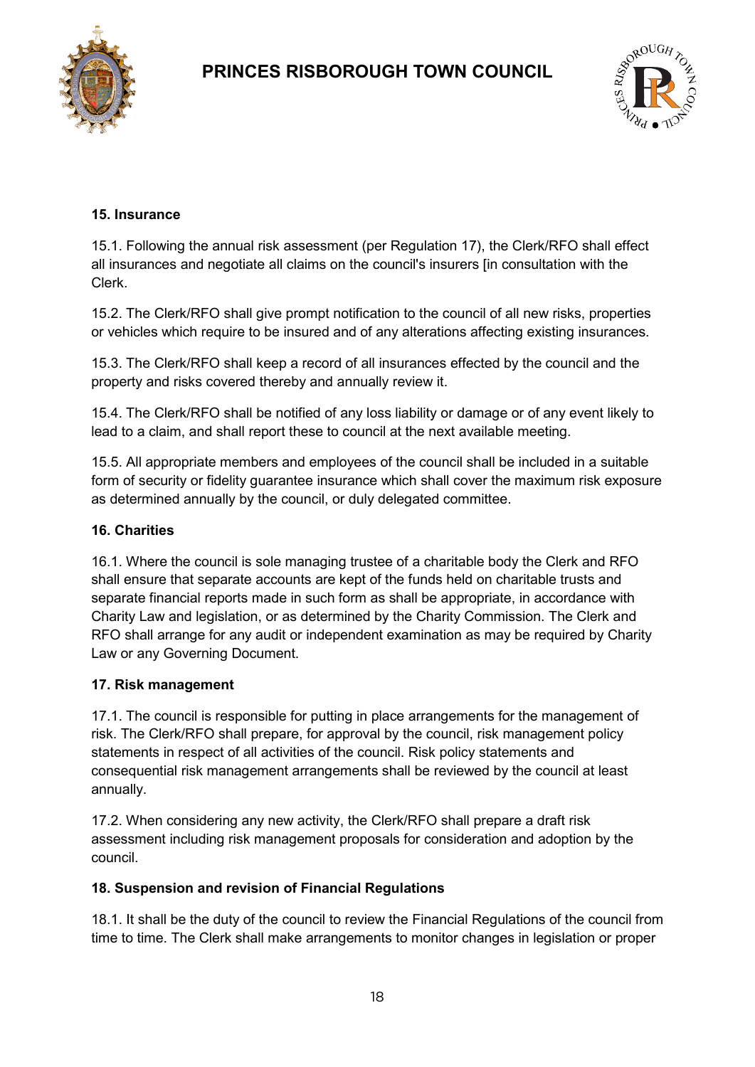### 15. Insurance

15.1. Following the annual risk assessment (per Regulation 17), the Clerk/RFO shall effect all insurances and negotiate all claims on the council's insurers [in consultation with the Clerk.

15.2. The Clerk/RFO shall give prompt notification to the council of all new risks, properties or vehicles which require to be insured and of any alterations affecting existing insurances.

15.3. The Clerk/RFO shall keep a record of all insurances effected by the council and the property and risks covered thereby and annually review it.

15.4. The Clerk/RFO shall be notified of any loss liability or damage or of any event likely to lead to a claim, and shall report these to council at the next available meeting.

15.5. All appropriate members and employees of the council shall be included in a suitable form of security or fidelity guarantee insurance which shall cover the maximum risk exposure as determined annually by the council, or duly delegated committee.

### 16. Charities

16.1. Where the council is sole managing trustee of a charitable body the Clerk and RFO shall ensure that separate accounts are kept of the funds held on charitable trusts and separate financial reports made in such form as shall be appropriate, in accordance with Charity Law and legislation, or as determined by the Charity Commission. The Clerk and RFO shall arrange for any audit or independent examination as may be required by Charity Law or any Governing Document.

### 17. Risk management

17.1. The council is responsible for putting in place arrangements for the management of risk. The Clerk/RFO shall prepare, for approval by the council, risk management policy statements in respect of all activities of the council. Risk policy statements and consequential risk management arrangements shall be reviewed by the council at least annually.

17.2. When considering any new activity, the Clerk/RFO shall prepare a draft risk assessment including risk management proposals for consideration and adoption by the council.

### 18. Suspension and revision of Financial Regulations

18.1. It shall be the duty of the council to review the Financial Regulations of the council from time to time. The Clerk shall make arrangements to monitor changes in legislation or proper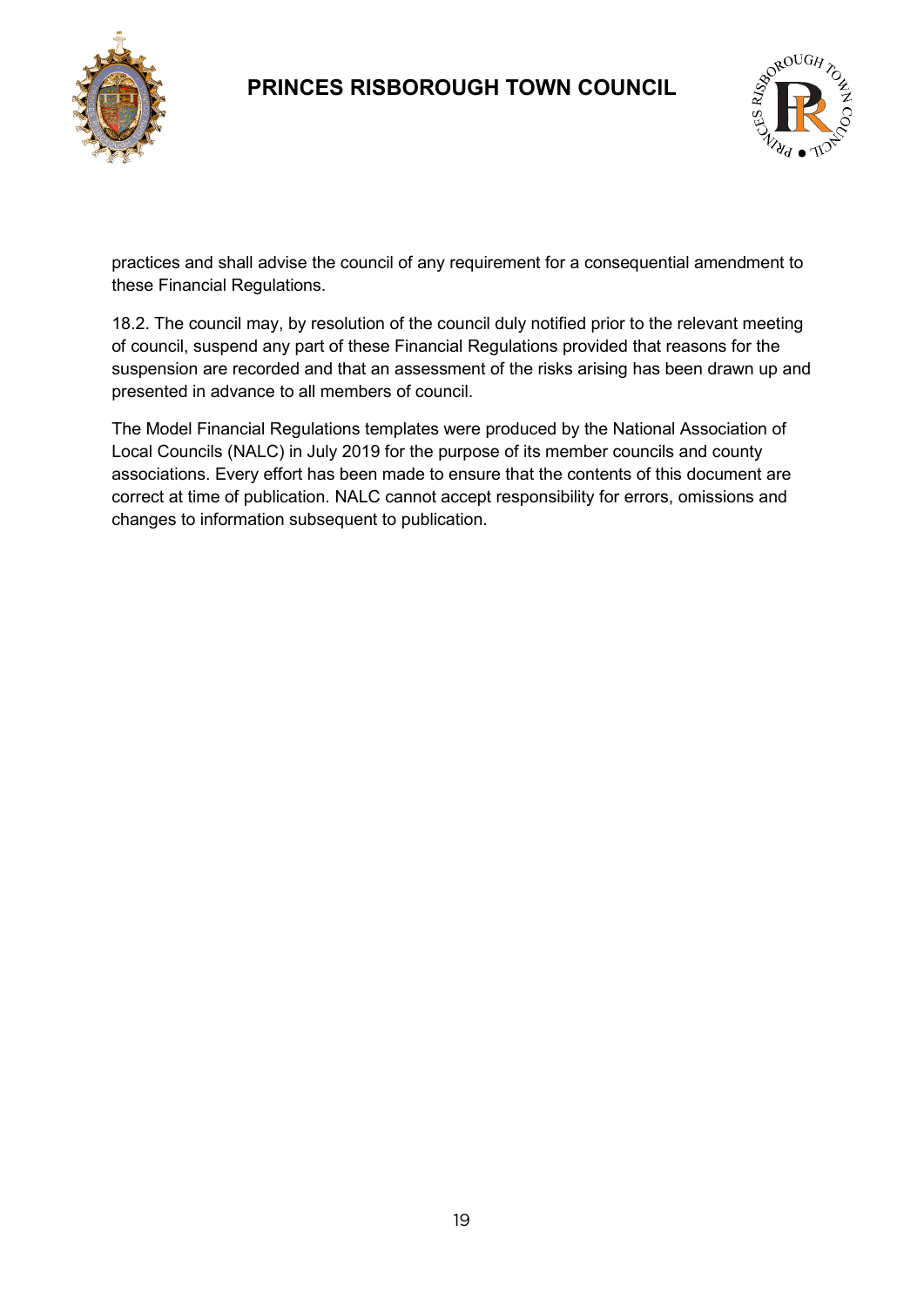practices and shall advise the council of any requirement for a consequential amendment to these Financial Regulations.

18.2. The council may, by resolution of the council duly notified prior to the relevant meeting of council, suspend any part of these Financial Regulations provided that reasons for the suspension are recorded and that an assessment of the risks arising has been drawn up and presented in advance to all members of council.

The Model Financial Regulations templates were produced by the National Association of Local Councils (NALC) in July 2019 for the purpose of its member councils and county associations. Every effort has been made to ensure that the contents of this document are correct at time of publication. NALC cannot accept responsibility for errors, omissions and changes to information subsequent to publication.